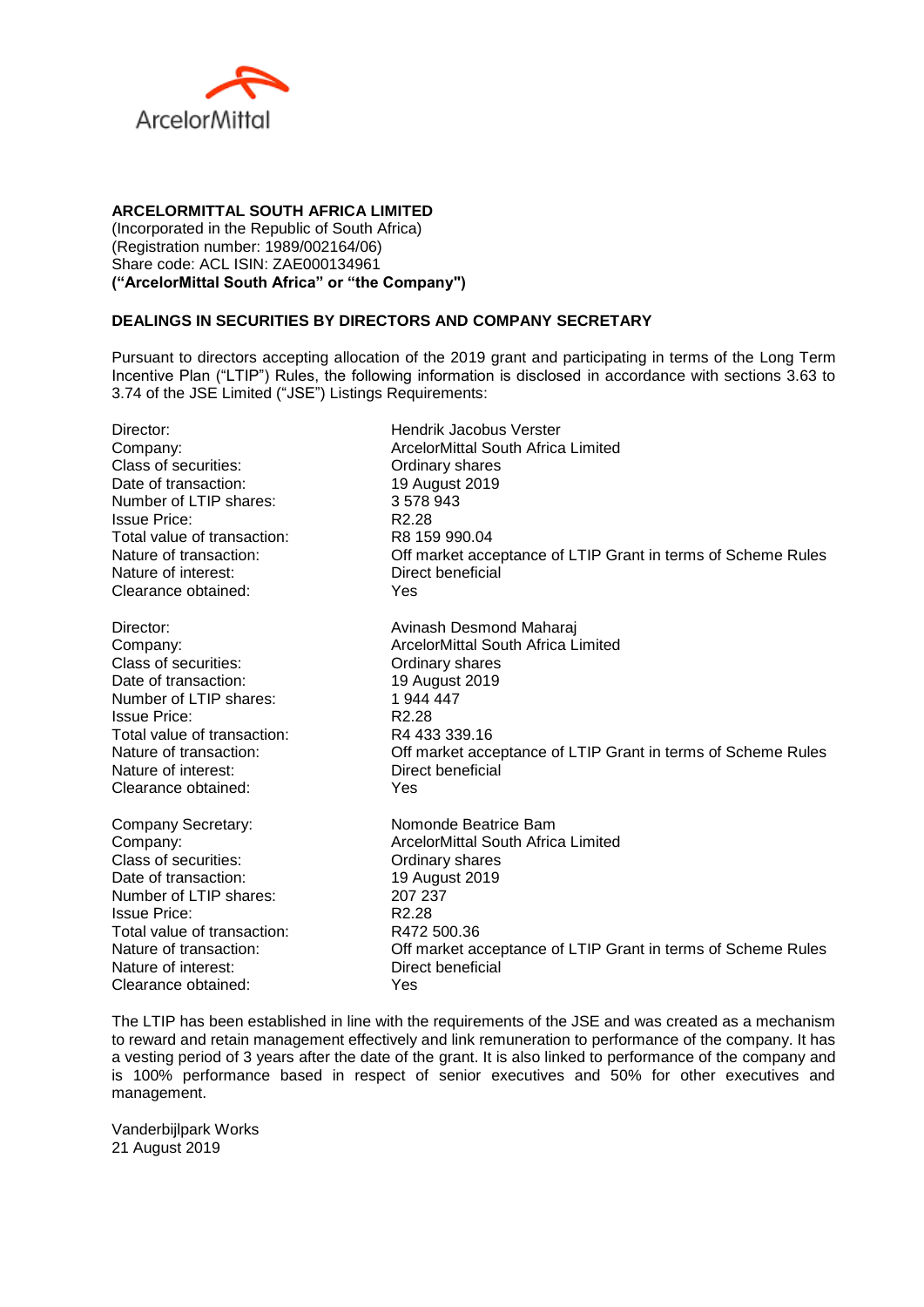**ARCELORMITTAL SOUTH AFRICA LIMITED**
(Incorporated in the Republic of South Africa)
(Registration number: 1989/002164/06)
Share code: ACL ISIN: ZAE000134961
**("ArcelorMittal South Africa" or "the Company")**

**DEALINGS IN SECURITIES BY DIRECTORS AND COMPANY SECRETARY**

Pursuant to directors accepting allocation of the 2019 grant and participating in terms of the Long Term Incentive Plan ("LTIP") Rules, the following information is disclosed in accordance with sections 3.63 to 3.74 of the JSE Limited ("JSE") Listings Requirements:

| | |
|---|---|
| Director: | Hendrik Jacobus Verster |
| Company: | ArcelorMittal South Africa Limited |
| Class of securities: | Ordinary shares |
| Date of transaction: | 19 August 2019 |
| Number of LTIP shares: | 3 578 943 |
| Issue Price: | R2.28 |
| Total value of transaction: | R8 159 990.04 |
| Nature of transaction: | Off market acceptance of LTIP Grant in terms of Scheme Rules |
| Nature of interest: | Direct beneficial |
| Clearance obtained: | Yes |

| | |
|---|---|
| Director: | Avinash Desmond Maharaj |
| Company: | ArcelorMittal South Africa Limited |
| Class of securities: | Ordinary shares |
| Date of transaction: | 19 August 2019 |
| Number of LTIP shares: | 1 944 447 |
| Issue Price: | R2.28 |
| Total value of transaction: | R4 433 339.16 |
| Nature of transaction: | Off market acceptance of LTIP Grant in terms of Scheme Rules |
| Nature of interest: | Direct beneficial |
| Clearance obtained: | Yes |

| | |
|---|---|
| Company Secretary: | Nomonde Beatrice Bam |
| Company: | ArcelorMittal South Africa Limited |
| Class of securities: | Ordinary shares |
| Date of transaction: | 19 August 2019 |
| Number of LTIP shares: | 207 237 |
| Issue Price: | R2.28 |
| Total value of transaction: | R472 500.36 |
| Nature of transaction: | Off market acceptance of LTIP Grant in terms of Scheme Rules |
| Nature of interest: | Direct beneficial |
| Clearance obtained: | Yes |

The LTIP has been established in line with the requirements of the JSE and was created as a mechanism to reward and retain management effectively and link remuneration to performance of the company. It has a vesting period of 3 years after the date of the grant. It is also linked to performance of the company and is 100% performance based in respect of senior executives and 50% for other executives and management.

Vanderbijlpark Works
21 August 2019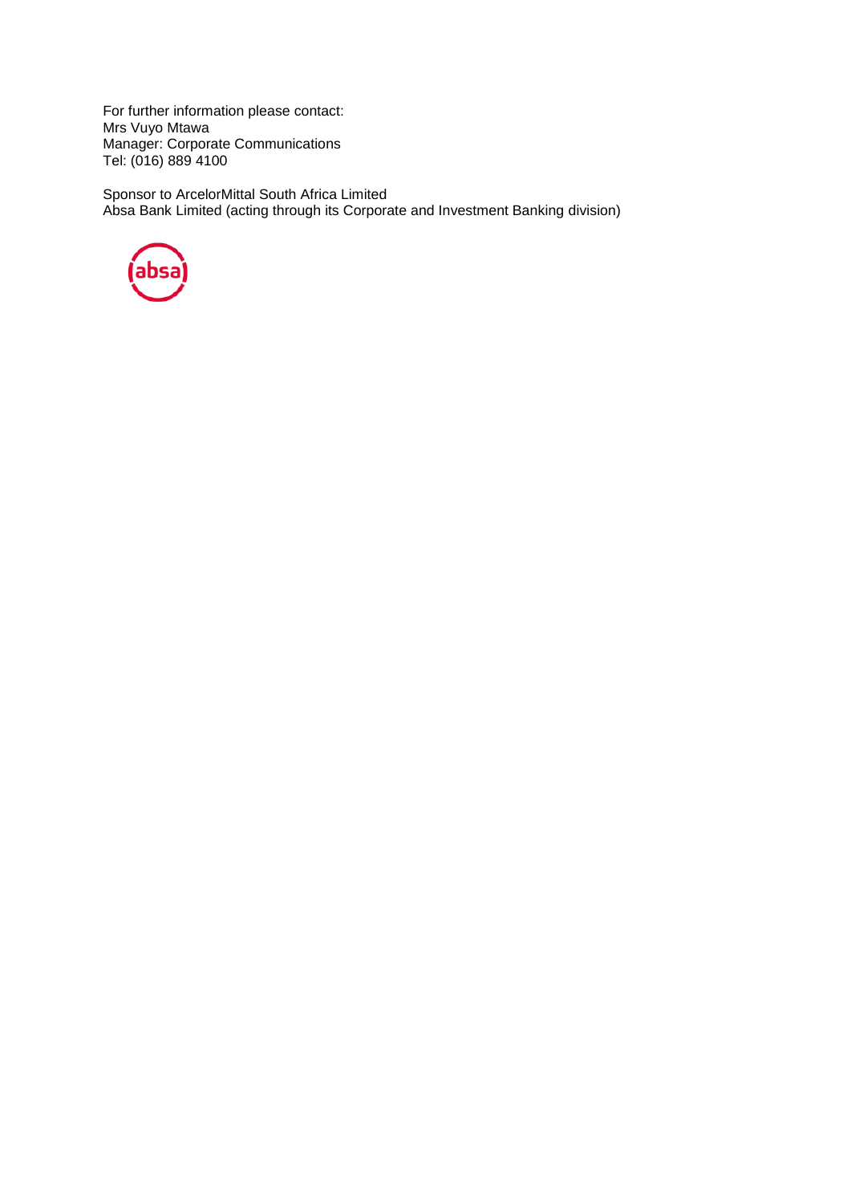For further information please contact:
Mrs Vuyo Mtawa
Manager: Corporate Communications
Tel: (016) 889 4100

Sponsor to ArcelorMittal South Africa Limited
Absa Bank Limited (acting through its Corporate and Investment Banking division)